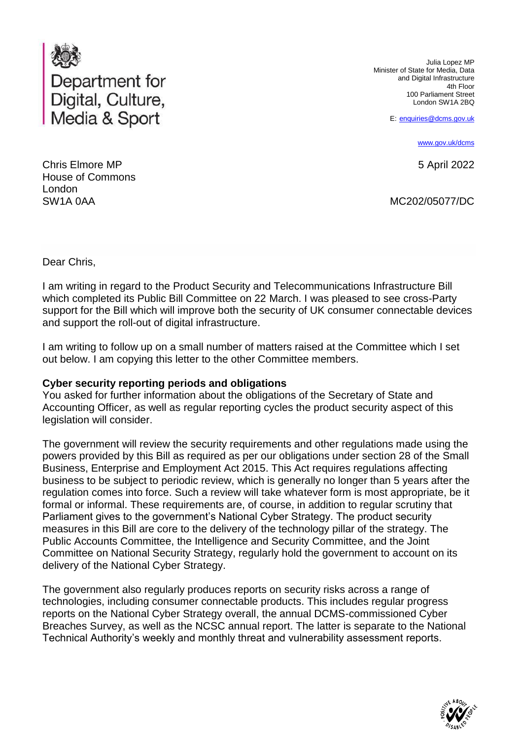Department for Digital, Culture, Media & Sport

Julia Lopez MP
Minister of State for Media, Data and Digital Infrastructure
4th Floor
100 Parliament Street
London SW1A 2BQ

E: enquiries@dcms.gov.uk

www.gov.uk/dcms

Chris Elmore MP
House of Commons
London
SW1A 0AA

5 April 2022

MC202/05077/DC

Dear Chris,

I am writing in regard to the Product Security and Telecommunications Infrastructure Bill which completed its Public Bill Committee on 22 March. I was pleased to see cross-Party support for the Bill which will improve both the security of UK consumer connectable devices and support the roll-out of digital infrastructure.

I am writing to follow up on a small number of matters raised at the Committee which I set out below. I am copying this letter to the other Committee members.

**Cyber security reporting periods and obligations**

You asked for further information about the obligations of the Secretary of State and Accounting Officer, as well as regular reporting cycles the product security aspect of this legislation will consider.

The government will review the security requirements and other regulations made using the powers provided by this Bill as required as per our obligations under section 28 of the Small Business, Enterprise and Employment Act 2015. This Act requires regulations affecting business to be subject to periodic review, which is generally no longer than 5 years after the regulation comes into force. Such a review will take whatever form is most appropriate, be it formal or informal. These requirements are, of course, in addition to regular scrutiny that Parliament gives to the government's National Cyber Strategy. The product security measures in this Bill are core to the delivery of the technology pillar of the strategy. The Public Accounts Committee, the Intelligence and Security Committee, and the Joint Committee on National Security Strategy, regularly hold the government to account on its delivery of the National Cyber Strategy.

The government also regularly produces reports on security risks across a range of technologies, including consumer connectable products. This includes regular progress reports on the National Cyber Strategy overall, the annual DCMS-commissioned Cyber Breaches Survey, as well as the NCSC annual report. The latter is separate to the National Technical Authority's weekly and monthly threat and vulnerability assessment reports.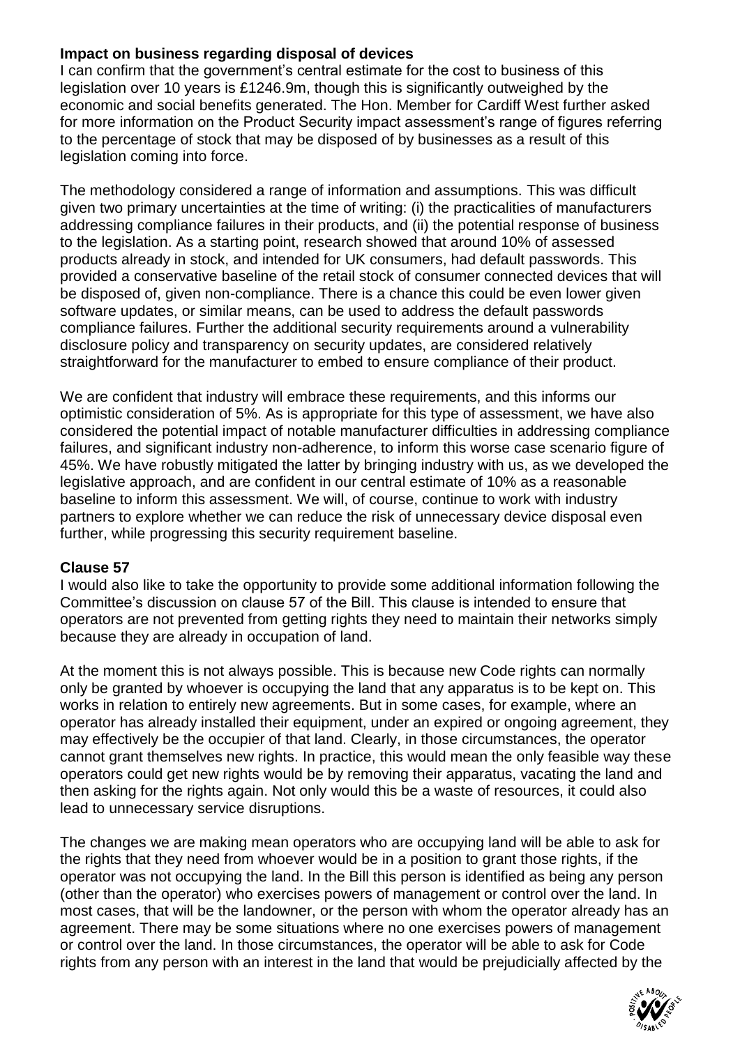**Impact on business regarding disposal of devices**

I can confirm that the government's central estimate for the cost to business of this legislation over 10 years is £1246.9m, though this is significantly outweighed by the economic and social benefits generated. The Hon. Member for Cardiff West further asked for more information on the Product Security impact assessment's range of figures referring to the percentage of stock that may be disposed of by businesses as a result of this legislation coming into force.

The methodology considered a range of information and assumptions. This was difficult given two primary uncertainties at the time of writing: (i) the practicalities of manufacturers addressing compliance failures in their products, and (ii) the potential response of business to the legislation. As a starting point, research showed that around 10% of assessed products already in stock, and intended for UK consumers, had default passwords. This provided a conservative baseline of the retail stock of consumer connected devices that will be disposed of, given non-compliance. There is a chance this could be even lower given software updates, or similar means, can be used to address the default passwords compliance failures. Further the additional security requirements around a vulnerability disclosure policy and transparency on security updates, are considered relatively straightforward for the manufacturer to embed to ensure compliance of their product.

We are confident that industry will embrace these requirements, and this informs our optimistic consideration of 5%. As is appropriate for this type of assessment, we have also considered the potential impact of notable manufacturer difficulties in addressing compliance failures, and significant industry non-adherence, to inform this worse case scenario figure of 45%. We have robustly mitigated the latter by bringing industry with us, as we developed the legislative approach, and are confident in our central estimate of 10% as a reasonable baseline to inform this assessment. We will, of course, continue to work with industry partners to explore whether we can reduce the risk of unnecessary device disposal even further, while progressing this security requirement baseline.

**Clause 57**

I would also like to take the opportunity to provide some additional information following the Committee's discussion on clause 57 of the Bill. This clause is intended to ensure that operators are not prevented from getting rights they need to maintain their networks simply because they are already in occupation of land.

At the moment this is not always possible. This is because new Code rights can normally only be granted by whoever is occupying the land that any apparatus is to be kept on. This works in relation to entirely new agreements. But in some cases, for example, where an operator has already installed their equipment, under an expired or ongoing agreement, they may effectively be the occupier of that land. Clearly, in those circumstances, the operator cannot grant themselves new rights. In practice, this would mean the only feasible way these operators could get new rights would be by removing their apparatus, vacating the land and then asking for the rights again. Not only would this be a waste of resources, it could also lead to unnecessary service disruptions.

The changes we are making mean operators who are occupying land will be able to ask for the rights that they need from whoever would be in a position to grant those rights, if the operator was not occupying the land. In the Bill this person is identified as being any person (other than the operator) who exercises powers of management or control over the land. In most cases, that will be the landowner, or the person with whom the operator already has an agreement. There may be some situations where no one exercises powers of management or control over the land. In those circumstances, the operator will be able to ask for Code rights from any person with an interest in the land that would be prejudicially affected by the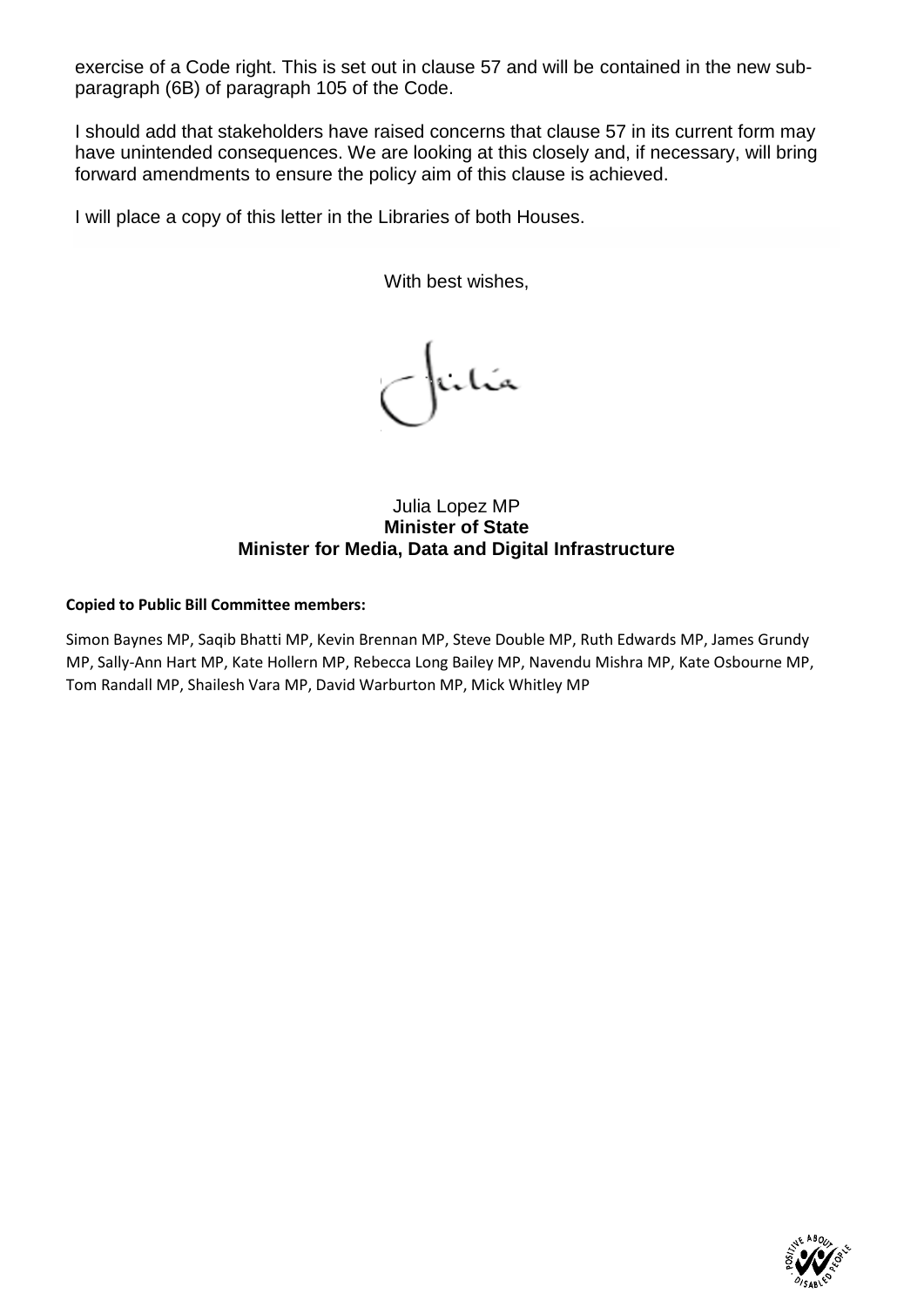exercise of a Code right. This is set out in clause 57 and will be contained in the new sub-paragraph (6B) of paragraph 105 of the Code.

I should add that stakeholders have raised concerns that clause 57 in its current form may have unintended consequences. We are looking at this closely and, if necessary, will bring forward amendments to ensure the policy aim of this clause is achieved.

I will place a copy of this letter in the Libraries of both Houses.

With best wishes,

Julia

Julia Lopez MP
**Minister of State**
**Minister for Media, Data and Digital Infrastructure**

**Copied to Public Bill Committee members:**

Simon Baynes MP, Saqib Bhatti MP, Kevin Brennan MP, Steve Double MP, Ruth Edwards MP, James Grundy MP, Sally-Ann Hart MP, Kate Hollern MP, Rebecca Long Bailey MP, Navendu Mishra MP, Kate Osbourne MP, Tom Randall MP, Shailesh Vara MP, David Warburton MP, Mick Whitley MP